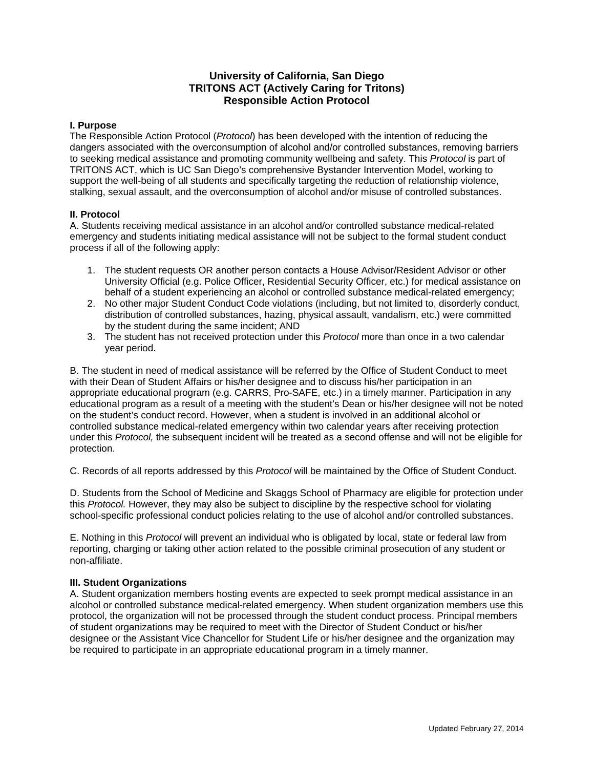# University of California, San Diego
# TRITONS ACT (Actively Caring for Tritons)
# Responsible Action Protocol

## I. Purpose

The Responsible Action Protocol (*Protocol*) has been developed with the intention of reducing the dangers associated with the overconsumption of alcohol and/or controlled substances, removing barriers to seeking medical assistance and promoting community wellbeing and safety. This *Protocol* is part of TRITONS ACT, which is UC San Diego's comprehensive Bystander Intervention Model, working to support the well-being of all students and specifically targeting the reduction of relationship violence, stalking, sexual assault, and the overconsumption of alcohol and/or misuse of controlled substances.

## II. Protocol

A. Students receiving medical assistance in an alcohol and/or controlled substance medical-related emergency and students initiating medical assistance will not be subject to the formal student conduct process if all of the following apply:

1. The student requests OR another person contacts a House Advisor/Resident Advisor or other University Official (e.g. Police Officer, Residential Security Officer, etc.) for medical assistance on behalf of a student experiencing an alcohol or controlled substance medical-related emergency;
2. No other major Student Conduct Code violations (including, but not limited to, disorderly conduct, distribution of controlled substances, hazing, physical assault, vandalism, etc.) were committed by the student during the same incident; AND
3. The student has not received protection under this *Protocol* more than once in a two calendar year period.

B. The student in need of medical assistance will be referred by the Office of Student Conduct to meet with their Dean of Student Affairs or his/her designee and to discuss his/her participation in an appropriate educational program (e.g. CARRS, Pro-SAFE, etc.) in a timely manner. Participation in any educational program as a result of a meeting with the student's Dean or his/her designee will not be noted on the student's conduct record. However, when a student is involved in an additional alcohol or controlled substance medical-related emergency within two calendar years after receiving protection under this *Protocol,* the subsequent incident will be treated as a second offense and will not be eligible for protection.

C. Records of all reports addressed by this *Protocol* will be maintained by the Office of Student Conduct.

D. Students from the School of Medicine and Skaggs School of Pharmacy are eligible for protection under this *Protocol.* However, they may also be subject to discipline by the respective school for violating school-specific professional conduct policies relating to the use of alcohol and/or controlled substances.

E. Nothing in this *Protocol* will prevent an individual who is obligated by local, state or federal law from reporting, charging or taking other action related to the possible criminal prosecution of any student or non-affiliate.

## III. Student Organizations

A. Student organization members hosting events are expected to seek prompt medical assistance in an alcohol or controlled substance medical-related emergency. When student organization members use this protocol, the organization will not be processed through the student conduct process. Principal members of student organizations may be required to meet with the Director of Student Conduct or his/her designee or the Assistant Vice Chancellor for Student Life or his/her designee and the organization may be required to participate in an appropriate educational program in a timely manner.

Updated February 27, 2014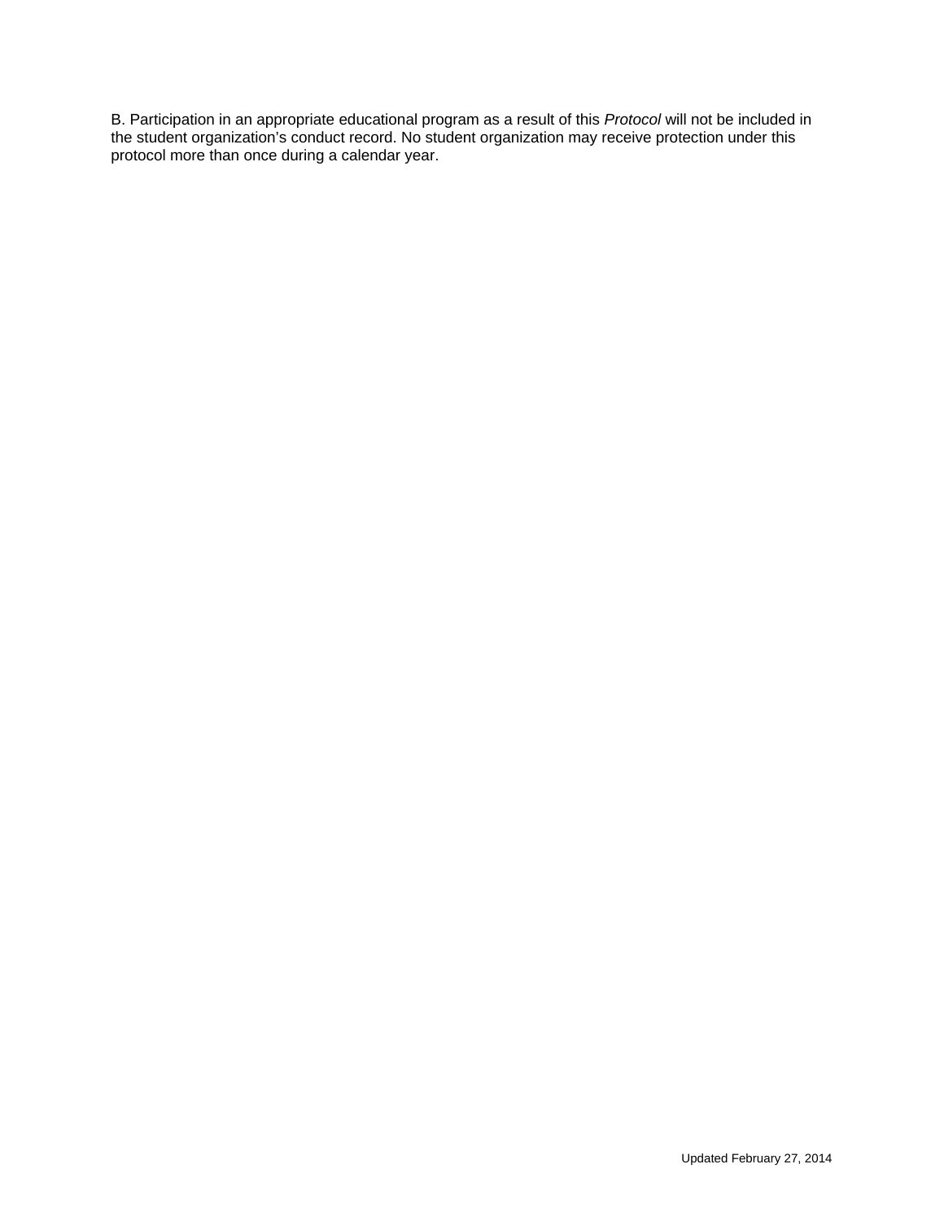B. Participation in an appropriate educational program as a result of this *Protocol* will not be included in the student organization's conduct record. No student organization may receive protection under this protocol more than once during a calendar year.

Updated February 27, 2014